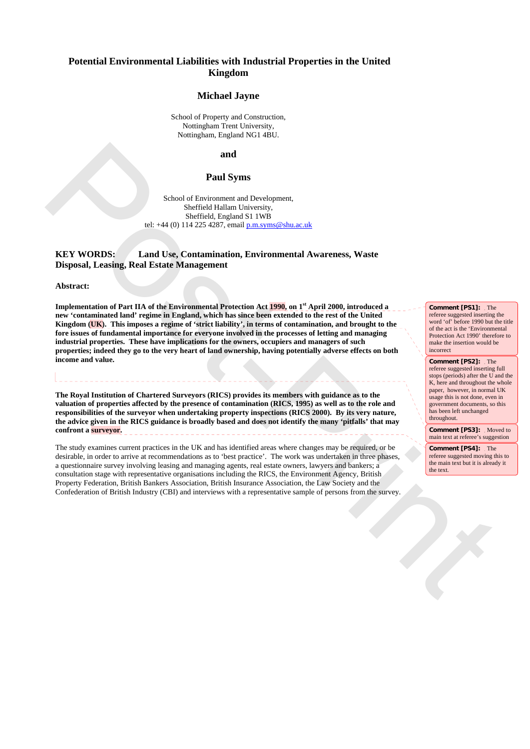# Potential Environmental Liabilities with Industrial Properties in the United Kingdom

## Michael Jayne

School of Property and Construction,
Nottingham Trent University,
Nottingham, England NG1 4BU.

**and**

## Paul Syms

School of Environment and Development,
Sheffield Hallam University,
Sheffield, England S1 1WB
tel: +44 (0) 114 225 4287, email p.m.syms@shu.ac.uk

**KEY WORDS: Land Use, Contamination, Environmental Awareness, Waste Disposal, Leasing, Real Estate Management**

**Abstract:**

**Implementation of Part IIA of the Environmental Protection Act 1990, on 1st April 2000, introduced a new 'contaminated land' regime in England, which has since been extended to the rest of the United Kingdom (UK). This imposes a regime of 'strict liability', in terms of contamination, and brought to the fore issues of fundamental importance for everyone involved in the processes of letting and managing industrial properties. These have implications for the owners, occupiers and managers of such properties; indeed they go to the very heart of land ownership, having potentially adverse effects on both income and value.**

**The Royal Institution of Chartered Surveyors (RICS) provides its members with guidance as to the valuation of properties affected by the presence of contamination (RICS, 1995) as well as to the role and responsibilities of the surveyor when undertaking property inspections (RICS 2000). By its very nature, the advice given in the RICS guidance is broadly based and does not identify the many 'pitfalls' that may confront a surveyor.**

The study examines current practices in the UK and has identified areas where changes may be required, or be desirable, in order to arrive at recommendations as to 'best practice'. The work was undertaken in three phases, a questionnaire survey involving leasing and managing agents, real estate owners, lawyers and bankers; a consultation stage with representative organisations including the RICS, the Environment Agency, British Property Federation, British Bankers Association, British Insurance Association, the Law Society and the Confederation of British Industry (CBI) and interviews with a representative sample of persons from the survey.

**Comment [PS1]:** The referee suggested inserting the word 'of' before 1990 but the title of the act is the 'Environmental Protection Act 1990' therefore to make the insertion would be incorrect

**Comment [PS2]:** The referee suggested inserting full stops (periods) after the U and the K, here and throughout the whole paper, however, in normal UK usage this is not done, even in government documents, so this has been left unchanged throughout.

**Comment [PS3]:** Moved to main text at referee's suggestion

**Comment [PS4]:** The referee suggested moving this to the main text but it is already it the text.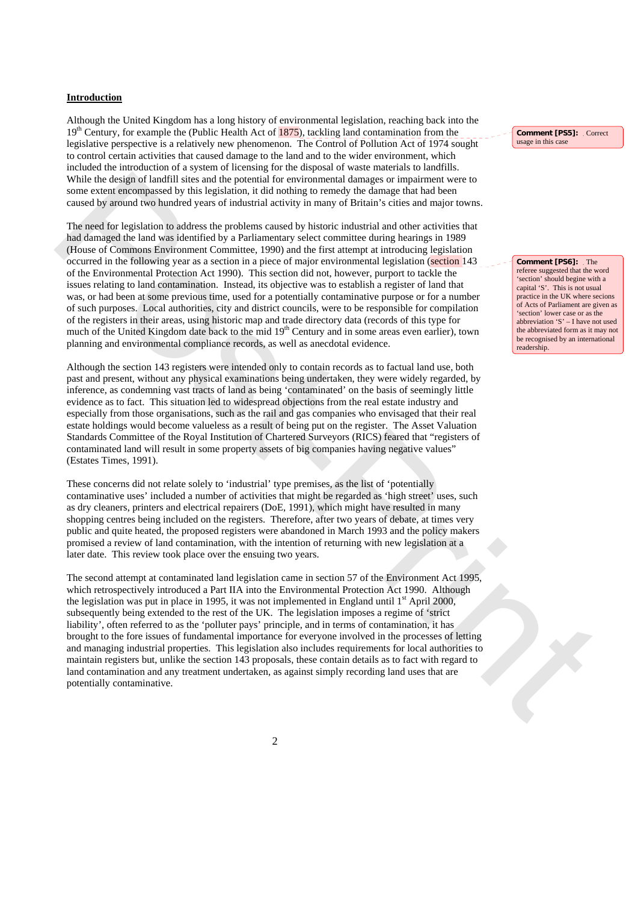## Introduction

Although the United Kingdom has a long history of environmental legislation, reaching back into the 19th Century, for example the (Public Health Act of 1875), tackling land contamination from the legislative perspective is a relatively new phenomenon. The Control of Pollution Act of 1974 sought to control certain activities that caused damage to the land and to the wider environment, which included the introduction of a system of licensing for the disposal of waste materials to landfills. While the design of landfill sites and the potential for environmental damages or impairment were to some extent encompassed by this legislation, it did nothing to remedy the damage that had been caused by around two hundred years of industrial activity in many of Britain's cities and major towns.

The need for legislation to address the problems caused by historic industrial and other activities that had damaged the land was identified by a Parliamentary select committee during hearings in 1989 (House of Commons Environment Committee, 1990) and the first attempt at introducing legislation occurred in the following year as a section in a piece of major environmental legislation (section 143 of the Environmental Protection Act 1990). This section did not, however, purport to tackle the issues relating to land contamination. Instead, its objective was to establish a register of land that was, or had been at some previous time, used for a potentially contaminative purpose or for a number of such purposes. Local authorities, city and district councils, were to be responsible for compilation of the registers in their areas, using historic map and trade directory data (records of this type for much of the United Kingdom date back to the mid 19th Century and in some areas even earlier), town planning and environmental compliance records, as well as anecdotal evidence.

Although the section 143 registers were intended only to contain records as to factual land use, both past and present, without any physical examinations being undertaken, they were widely regarded, by inference, as condemning vast tracts of land as being 'contaminated' on the basis of seemingly little evidence as to fact. This situation led to widespread objections from the real estate industry and especially from those organisations, such as the rail and gas companies who envisaged that their real estate holdings would become valueless as a result of being put on the register. The Asset Valuation Standards Committee of the Royal Institution of Chartered Surveyors (RICS) feared that "registers of contaminated land will result in some property assets of big companies having negative values" (Estates Times, 1991).

These concerns did not relate solely to 'industrial' type premises, as the list of 'potentially contaminative uses' included a number of activities that might be regarded as 'high street' uses, such as dry cleaners, printers and electrical repairers (DoE, 1991), which might have resulted in many shopping centres being included on the registers. Therefore, after two years of debate, at times very public and quite heated, the proposed registers were abandoned in March 1993 and the policy makers promised a review of land contamination, with the intention of returning with new legislation at a later date. This review took place over the ensuing two years.

The second attempt at contaminated land legislation came in section 57 of the Environment Act 1995, which retrospectively introduced a Part IIA into the Environmental Protection Act 1990. Although the legislation was put in place in 1995, it was not implemented in England until 1st April 2000, subsequently being extended to the rest of the UK. The legislation imposes a regime of 'strict liability', often referred to as the 'polluter pays' principle, and in terms of contamination, it has brought to the fore issues of fundamental importance for everyone involved in the processes of letting and managing industrial properties. This legislation also includes requirements for local authorities to maintain registers but, unlike the section 143 proposals, these contain details as to fact with regard to land contamination and any treatment undertaken, as against simply recording land uses that are potentially contaminative.

Comment [PS5]: Correct usage in this case

Comment [PS6]: The referee suggested that the word 'section' should begine with a capital 'S'. This is not usual practice in the UK where secions of Acts of Parliament are given as 'section' lower case or as the abbreviation 'S' – I have not used the abbreviated form as it may not be recognised by an international readership.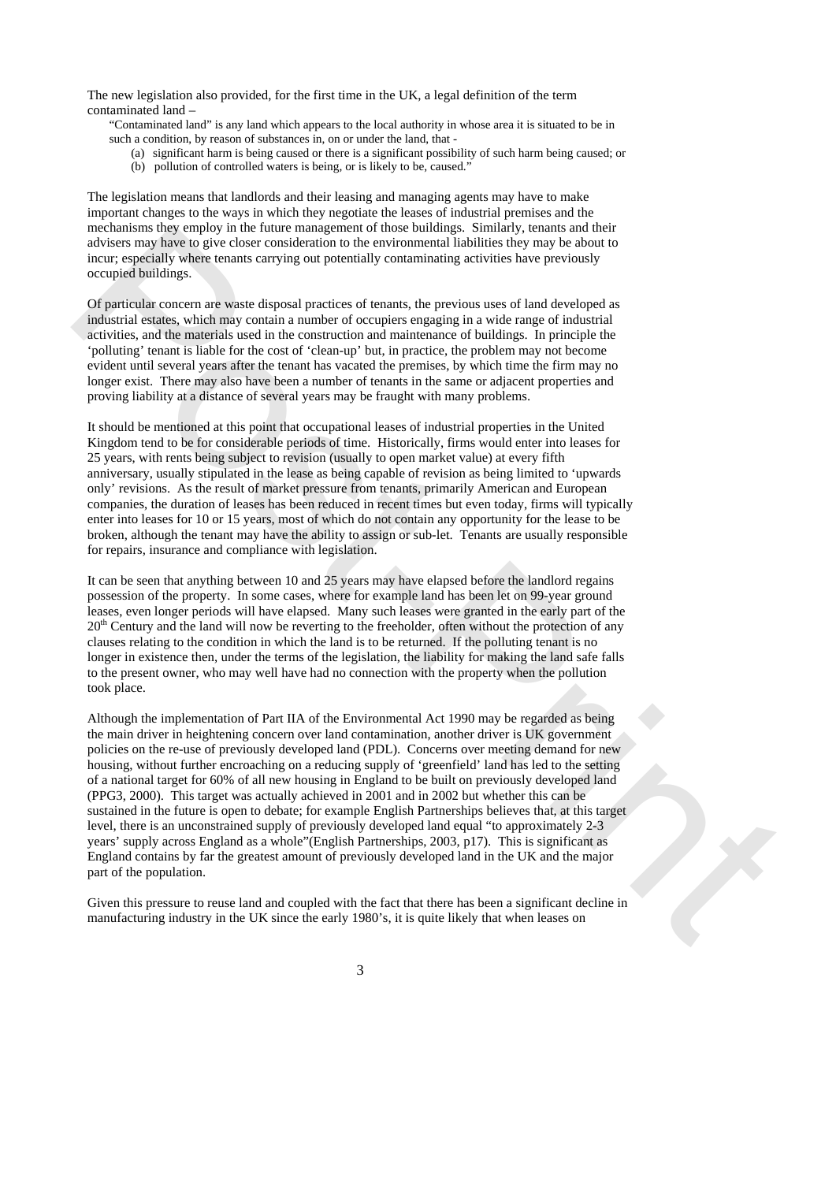The new legislation also provided, for the first time in the UK, a legal definition of the term contaminated land –

> "Contaminated land" is any land which appears to the local authority in whose area it is situated to be in such a condition, by reason of substances in, on or under the land, that -
>
> (a) significant harm is being caused or there is a significant possibility of such harm being caused; or
> (b) pollution of controlled waters is being, or is likely to be, caused."

The legislation means that landlords and their leasing and managing agents may have to make important changes to the ways in which they negotiate the leases of industrial premises and the mechanisms they employ in the future management of those buildings. Similarly, tenants and their advisers may have to give closer consideration to the environmental liabilities they may be about to incur; especially where tenants carrying out potentially contaminating activities have previously occupied buildings.

Of particular concern are waste disposal practices of tenants, the previous uses of land developed as industrial estates, which may contain a number of occupiers engaging in a wide range of industrial activities, and the materials used in the construction and maintenance of buildings. In principle the 'polluting' tenant is liable for the cost of 'clean-up' but, in practice, the problem may not become evident until several years after the tenant has vacated the premises, by which time the firm may no longer exist. There may also have been a number of tenants in the same or adjacent properties and proving liability at a distance of several years may be fraught with many problems.

It should be mentioned at this point that occupational leases of industrial properties in the United Kingdom tend to be for considerable periods of time. Historically, firms would enter into leases for 25 years, with rents being subject to revision (usually to open market value) at every fifth anniversary, usually stipulated in the lease as being capable of revision as being limited to 'upwards only' revisions. As the result of market pressure from tenants, primarily American and European companies, the duration of leases has been reduced in recent times but even today, firms will typically enter into leases for 10 or 15 years, most of which do not contain any opportunity for the lease to be broken, although the tenant may have the ability to assign or sub-let. Tenants are usually responsible for repairs, insurance and compliance with legislation.

It can be seen that anything between 10 and 25 years may have elapsed before the landlord regains possession of the property. In some cases, where for example land has been let on 99-year ground leases, even longer periods will have elapsed. Many such leases were granted in the early part of the 20th Century and the land will now be reverting to the freeholder, often without the protection of any clauses relating to the condition in which the land is to be returned. If the polluting tenant is no longer in existence then, under the terms of the legislation, the liability for making the land safe falls to the present owner, who may well have had no connection with the property when the pollution took place.

Although the implementation of Part IIA of the Environmental Act 1990 may be regarded as being the main driver in heightening concern over land contamination, another driver is UK government policies on the re-use of previously developed land (PDL). Concerns over meeting demand for new housing, without further encroaching on a reducing supply of 'greenfield' land has led to the setting of a national target for 60% of all new housing in England to be built on previously developed land (PPG3, 2000). This target was actually achieved in 2001 and in 2002 but whether this can be sustained in the future is open to debate; for example English Partnerships believes that, at this target level, there is an unconstrained supply of previously developed land equal "to approximately 2-3 years' supply across England as a whole"(English Partnerships, 2003, p17). This is significant as England contains by far the greatest amount of previously developed land in the UK and the major part of the population.

Given this pressure to reuse land and coupled with the fact that there has been a significant decline in manufacturing industry in the UK since the early 1980's, it is quite likely that when leases on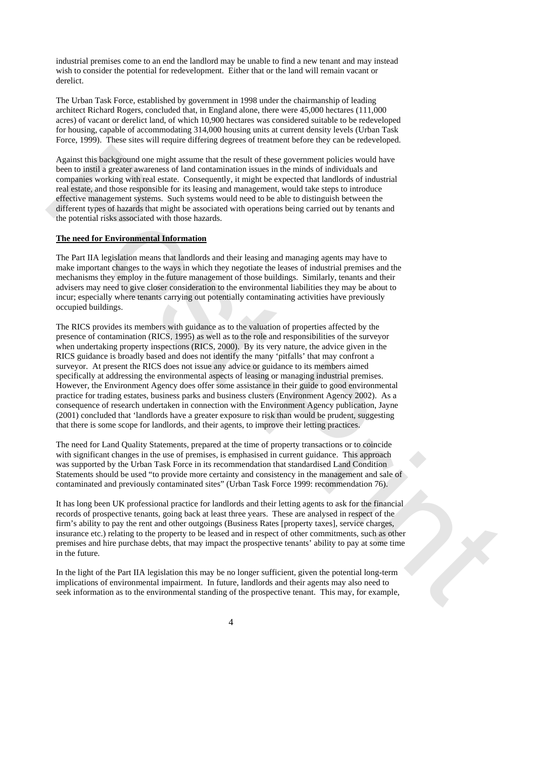industrial premises come to an end the landlord may be unable to find a new tenant and may instead wish to consider the potential for redevelopment. Either that or the land will remain vacant or derelict.

The Urban Task Force, established by government in 1998 under the chairmanship of leading architect Richard Rogers, concluded that, in England alone, there were 45,000 hectares (111,000 acres) of vacant or derelict land, of which 10,900 hectares was considered suitable to be redeveloped for housing, capable of accommodating 314,000 housing units at current density levels (Urban Task Force, 1999). These sites will require differing degrees of treatment before they can be redeveloped.

Against this background one might assume that the result of these government policies would have been to instil a greater awareness of land contamination issues in the minds of individuals and companies working with real estate. Consequently, it might be expected that landlords of industrial real estate, and those responsible for its leasing and management, would take steps to introduce effective management systems. Such systems would need to be able to distinguish between the different types of hazards that might be associated with operations being carried out by tenants and the potential risks associated with those hazards.

**The need for Environmental Information**

The Part IIA legislation means that landlords and their leasing and managing agents may have to make important changes to the ways in which they negotiate the leases of industrial premises and the mechanisms they employ in the future management of those buildings. Similarly, tenants and their advisers may need to give closer consideration to the environmental liabilities they may be about to incur; especially where tenants carrying out potentially contaminating activities have previously occupied buildings.

The RICS provides its members with guidance as to the valuation of properties affected by the presence of contamination (RICS, 1995) as well as to the role and responsibilities of the surveyor when undertaking property inspections (RICS, 2000). By its very nature, the advice given in the RICS guidance is broadly based and does not identify the many 'pitfalls' that may confront a surveyor. At present the RICS does not issue any advice or guidance to its members aimed specifically at addressing the environmental aspects of leasing or managing industrial premises. However, the Environment Agency does offer some assistance in their guide to good environmental practice for trading estates, business parks and business clusters (Environment Agency 2002). As a consequence of research undertaken in connection with the Environment Agency publication, Jayne (2001) concluded that 'landlords have a greater exposure to risk than would be prudent, suggesting that there is some scope for landlords, and their agents, to improve their letting practices.

The need for Land Quality Statements, prepared at the time of property transactions or to coincide with significant changes in the use of premises, is emphasised in current guidance. This approach was supported by the Urban Task Force in its recommendation that standardised Land Condition Statements should be used "to provide more certainty and consistency in the management and sale of contaminated and previously contaminated sites" (Urban Task Force 1999: recommendation 76).

It has long been UK professional practice for landlords and their letting agents to ask for the financial records of prospective tenants, going back at least three years. These are analysed in respect of the firm's ability to pay the rent and other outgoings (Business Rates [property taxes], service charges, insurance etc.) relating to the property to be leased and in respect of other commitments, such as other premises and hire purchase debts, that may impact the prospective tenants' ability to pay at some time in the future.

In the light of the Part IIA legislation this may be no longer sufficient, given the potential long-term implications of environmental impairment. In future, landlords and their agents may also need to seek information as to the environmental standing of the prospective tenant. This may, for example,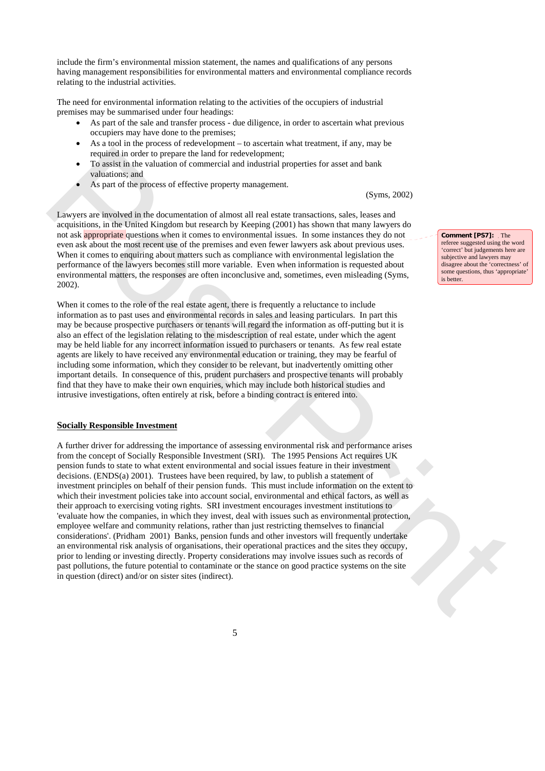include the firm's environmental mission statement, the names and qualifications of any persons having management responsibilities for environmental matters and environmental compliance records relating to the industrial activities.

The need for environmental information relating to the activities of the occupiers of industrial premises may be summarised under four headings:

- As part of the sale and transfer process - due diligence, in order to ascertain what previous occupiers may have done to the premises;
- As a tool in the process of redevelopment – to ascertain what treatment, if any, may be required in order to prepare the land for redevelopment;
- To assist in the valuation of commercial and industrial properties for asset and bank valuations; and
- As part of the process of effective property management.

(Syms, 2002)

Lawyers are involved in the documentation of almost all real estate transactions, sales, leases and acquisitions, in the United Kingdom but research by Keeping (2001) has shown that many lawyers do not ask appropriate questions when it comes to environmental issues. In some instances they do not even ask about the most recent use of the premises and even fewer lawyers ask about previous uses. When it comes to enquiring about matters such as compliance with environmental legislation the performance of the lawyers becomes still more variable. Even when information is requested about environmental matters, the responses are often inconclusive and, sometimes, even misleading (Syms, 2002).

**Comment [PS7]:** The referee suggested using the word 'correct' but judgements here are subjective and lawyers may disagree about the 'correctness' of some questions, thus 'appropriate' is better.

When it comes to the role of the real estate agent, there is frequently a reluctance to include information as to past uses and environmental records in sales and leasing particulars. In part this may be because prospective purchasers or tenants will regard the information as off-putting but it is also an effect of the legislation relating to the misdescription of real estate, under which the agent may be held liable for any incorrect information issued to purchasers or tenants. As few real estate agents are likely to have received any environmental education or training, they may be fearful of including some information, which they consider to be relevant, but inadvertently omitting other important details. In consequence of this, prudent purchasers and prospective tenants will probably find that they have to make their own enquiries, which may include both historical studies and intrusive investigations, often entirely at risk, before a binding contract is entered into.

## Socially Responsible Investment

A further driver for addressing the importance of assessing environmental risk and performance arises from the concept of Socially Responsible Investment (SRI). The 1995 Pensions Act requires UK pension funds to state to what extent environmental and social issues feature in their investment decisions. (ENDS(a) 2001). Trustees have been required, by law, to publish a statement of investment principles on behalf of their pension funds. This must include information on the extent to which their investment policies take into account social, environmental and ethical factors, as well as their approach to exercising voting rights. SRI investment encourages investment institutions to 'evaluate how the companies, in which they invest, deal with issues such as environmental protection, employee welfare and community relations, rather than just restricting themselves to financial considerations'. (Pridham 2001) Banks, pension funds and other investors will frequently undertake an environmental risk analysis of organisations, their operational practices and the sites they occupy, prior to lending or investing directly. Property considerations may involve issues such as records of past pollutions, the future potential to contaminate or the stance on good practice systems on the site in question (direct) and/or on sister sites (indirect).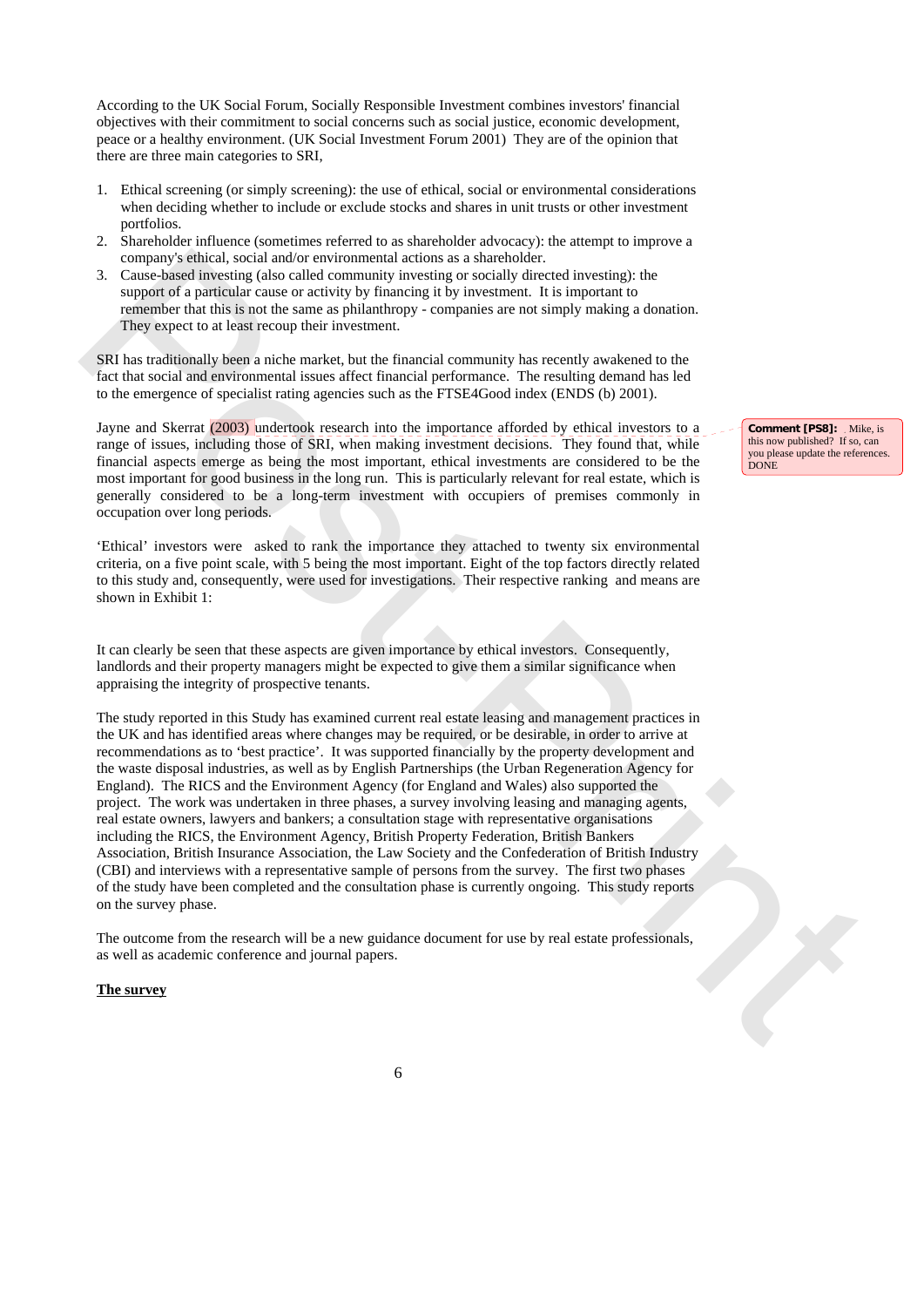According to the UK Social Forum, Socially Responsible Investment combines investors' financial objectives with their commitment to social concerns such as social justice, economic development, peace or a healthy environment. (UK Social Investment Forum 2001) They are of the opinion that there are three main categories to SRI,

1. Ethical screening (or simply screening): the use of ethical, social or environmental considerations when deciding whether to include or exclude stocks and shares in unit trusts or other investment portfolios.
2. Shareholder influence (sometimes referred to as shareholder advocacy): the attempt to improve a company's ethical, social and/or environmental actions as a shareholder.
3. Cause-based investing (also called community investing or socially directed investing): the support of a particular cause or activity by financing it by investment. It is important to remember that this is not the same as philanthropy - companies are not simply making a donation. They expect to at least recoup their investment.

SRI has traditionally been a niche market, but the financial community has recently awakened to the fact that social and environmental issues affect financial performance. The resulting demand has led to the emergence of specialist rating agencies such as the FTSE4Good index (ENDS (b) 2001).

Jayne and Skerrat (2003) undertook research into the importance afforded by ethical investors to a range of issues, including those of SRI, when making investment decisions. They found that, while financial aspects emerge as being the most important, ethical investments are considered to be the most important for good business in the long run. This is particularly relevant for real estate, which is generally considered to be a long-term investment with occupiers of premises commonly in occupation over long periods.

**Comment [PS8]:** Mike, is this now published? If so, can you please update the references. DONE

'Ethical' investors were asked to rank the importance they attached to twenty six environmental criteria, on a five point scale, with 5 being the most important. Eight of the top factors directly related to this study and, consequently, were used for investigations. Their respective ranking and means are shown in Exhibit 1:

It can clearly be seen that these aspects are given importance by ethical investors. Consequently, landlords and their property managers might be expected to give them a similar significance when appraising the integrity of prospective tenants.

The study reported in this Study has examined current real estate leasing and management practices in the UK and has identified areas where changes may be required, or be desirable, in order to arrive at recommendations as to 'best practice'. It was supported financially by the property development and the waste disposal industries, as well as by English Partnerships (the Urban Regeneration Agency for England). The RICS and the Environment Agency (for England and Wales) also supported the project. The work was undertaken in three phases, a survey involving leasing and managing agents, real estate owners, lawyers and bankers; a consultation stage with representative organisations including the RICS, the Environment Agency, British Property Federation, British Bankers Association, British Insurance Association, the Law Society and the Confederation of British Industry (CBI) and interviews with a representative sample of persons from the survey. The first two phases of the study have been completed and the consultation phase is currently ongoing. This study reports on the survey phase.

The outcome from the research will be a new guidance document for use by real estate professionals, as well as academic conference and journal papers.

**The survey**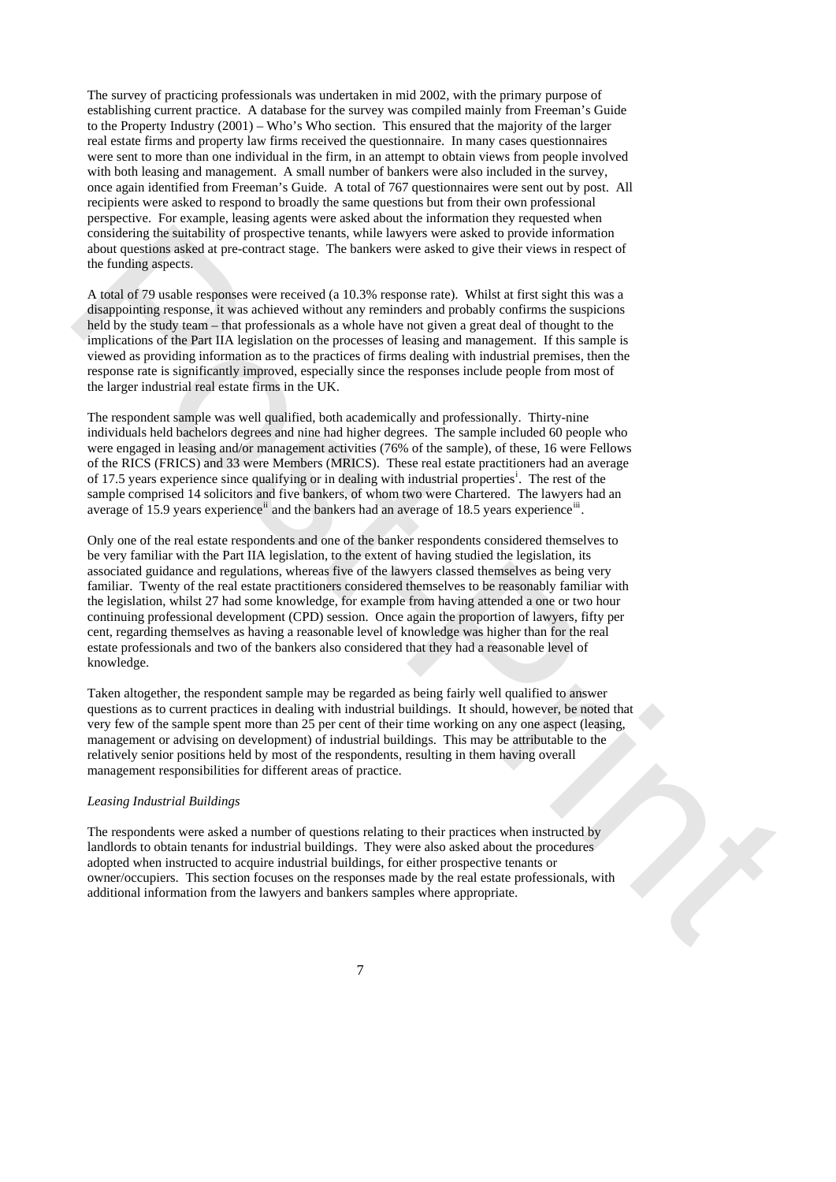The survey of practicing professionals was undertaken in mid 2002, with the primary purpose of establishing current practice. A database for the survey was compiled mainly from Freeman's Guide to the Property Industry (2001) – Who's Who section. This ensured that the majority of the larger real estate firms and property law firms received the questionnaire. In many cases questionnaires were sent to more than one individual in the firm, in an attempt to obtain views from people involved with both leasing and management. A small number of bankers were also included in the survey, once again identified from Freeman's Guide. A total of 767 questionnaires were sent out by post. All recipients were asked to respond to broadly the same questions but from their own professional perspective. For example, leasing agents were asked about the information they requested when considering the suitability of prospective tenants, while lawyers were asked to provide information about questions asked at pre-contract stage. The bankers were asked to give their views in respect of the funding aspects.

A total of 79 usable responses were received (a 10.3% response rate). Whilst at first sight this was a disappointing response, it was achieved without any reminders and probably confirms the suspicions held by the study team – that professionals as a whole have not given a great deal of thought to the implications of the Part IIA legislation on the processes of leasing and management. If this sample is viewed as providing information as to the practices of firms dealing with industrial premises, then the response rate is significantly improved, especially since the responses include people from most of the larger industrial real estate firms in the UK.

The respondent sample was well qualified, both academically and professionally. Thirty-nine individuals held bachelors degrees and nine had higher degrees. The sample included 60 people who were engaged in leasing and/or management activities (76% of the sample), of these, 16 were Fellows of the RICS (FRICS) and 33 were Members (MRICS). These real estate practitioners had an average of 17.5 years experience since qualifying or in dealing with industrial properties[i]. The rest of the sample comprised 14 solicitors and five bankers, of whom two were Chartered. The lawyers had an average of 15.9 years experience[ii] and the bankers had an average of 18.5 years experience[iii].

Only one of the real estate respondents and one of the banker respondents considered themselves to be very familiar with the Part IIA legislation, to the extent of having studied the legislation, its associated guidance and regulations, whereas five of the lawyers classed themselves as being very familiar. Twenty of the real estate practitioners considered themselves to be reasonably familiar with the legislation, whilst 27 had some knowledge, for example from having attended a one or two hour continuing professional development (CPD) session. Once again the proportion of lawyers, fifty per cent, regarding themselves as having a reasonable level of knowledge was higher than for the real estate professionals and two of the bankers also considered that they had a reasonable level of knowledge.

Taken altogether, the respondent sample may be regarded as being fairly well qualified to answer questions as to current practices in dealing with industrial buildings. It should, however, be noted that very few of the sample spent more than 25 per cent of their time working on any one aspect (leasing, management or advising on development) of industrial buildings. This may be attributable to the relatively senior positions held by most of the respondents, resulting in them having overall management responsibilities for different areas of practice.

*Leasing Industrial Buildings*

The respondents were asked a number of questions relating to their practices when instructed by landlords to obtain tenants for industrial buildings. They were also asked about the procedures adopted when instructed to acquire industrial buildings, for either prospective tenants or owner/occupiers. This section focuses on the responses made by the real estate professionals, with additional information from the lawyers and bankers samples where appropriate.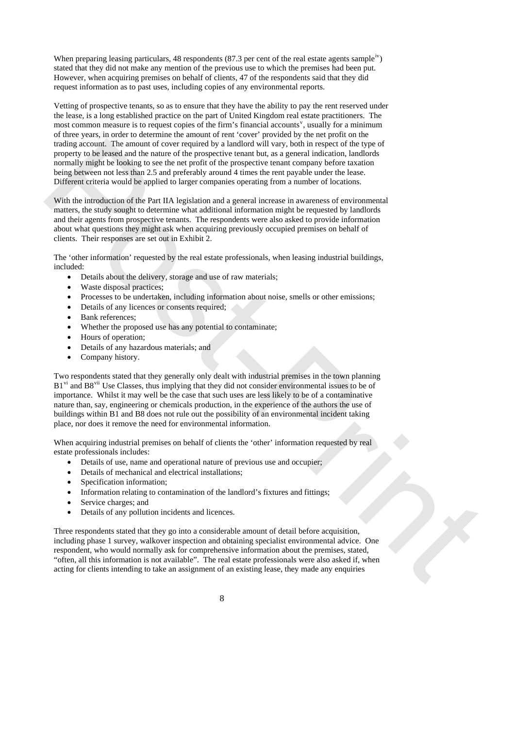When preparing leasing particulars, 48 respondents (87.3 per cent of the real estate agents sample[iv]) stated that they did not make any mention of the previous use to which the premises had been put. However, when acquiring premises on behalf of clients, 47 of the respondents said that they did request information as to past uses, including copies of any environmental reports.

Vetting of prospective tenants, so as to ensure that they have the ability to pay the rent reserved under the lease, is a long established practice on the part of United Kingdom real estate practitioners. The most common measure is to request copies of the firm's financial accounts[v], usually for a minimum of three years, in order to determine the amount of rent 'cover' provided by the net profit on the trading account. The amount of cover required by a landlord will vary, both in respect of the type of property to be leased and the nature of the prospective tenant but, as a general indication, landlords normally might be looking to see the net profit of the prospective tenant company before taxation being between not less than 2.5 and preferably around 4 times the rent payable under the lease. Different criteria would be applied to larger companies operating from a number of locations.

With the introduction of the Part IIA legislation and a general increase in awareness of environmental matters, the study sought to determine what additional information might be requested by landlords and their agents from prospective tenants. The respondents were also asked to provide information about what questions they might ask when acquiring previously occupied premises on behalf of clients. Their responses are set out in Exhibit 2.

The 'other information' requested by the real estate professionals, when leasing industrial buildings, included:

- Details about the delivery, storage and use of raw materials;
- Waste disposal practices;
- Processes to be undertaken, including information about noise, smells or other emissions;
- Details of any licences or consents required;
- Bank references;
- Whether the proposed use has any potential to contaminate;
- Hours of operation;
- Details of any hazardous materials; and
- Company history.

Two respondents stated that they generally only dealt with industrial premises in the town planning B1[vi] and B8[vii] Use Classes, thus implying that they did not consider environmental issues to be of importance. Whilst it may well be the case that such uses are less likely to be of a contaminative nature than, say, engineering or chemicals production, in the experience of the authors the use of buildings within B1 and B8 does not rule out the possibility of an environmental incident taking place, nor does it remove the need for environmental information.

When acquiring industrial premises on behalf of clients the 'other' information requested by real estate professionals includes:

- Details of use, name and operational nature of previous use and occupier;
- Details of mechanical and electrical installations;
- Specification information;
- Information relating to contamination of the landlord's fixtures and fittings;
- Service charges; and
- Details of any pollution incidents and licences.

Three respondents stated that they go into a considerable amount of detail before acquisition, including phase 1 survey, walkover inspection and obtaining specialist environmental advice. One respondent, who would normally ask for comprehensive information about the premises, stated, "often, all this information is not available". The real estate professionals were also asked if, when acting for clients intending to take an assignment of an existing lease, they made any enquiries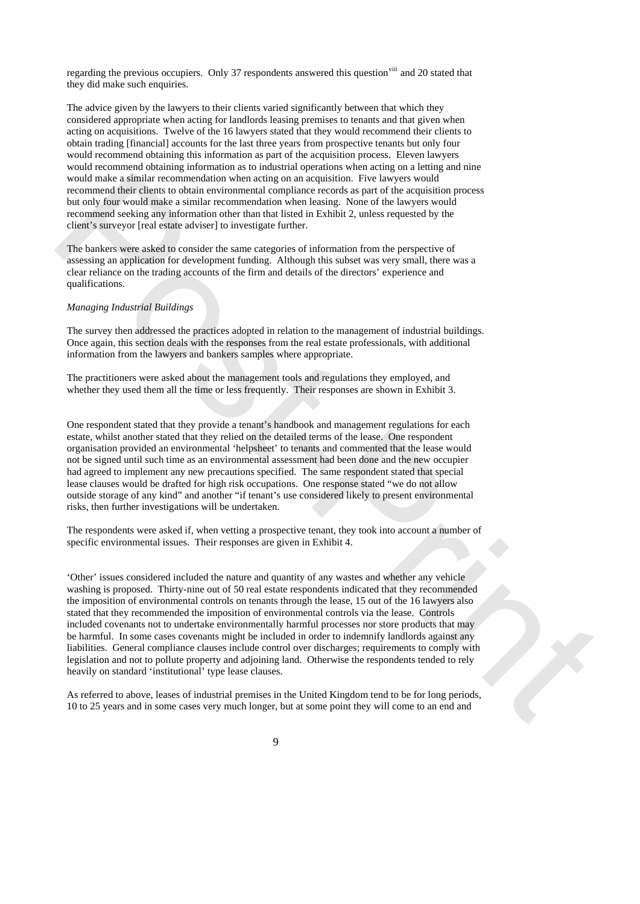regarding the previous occupiers. Only 37 respondents answered this question[viii] and 20 stated that they did make such enquiries.

The advice given by the lawyers to their clients varied significantly between that which they considered appropriate when acting for landlords leasing premises to tenants and that given when acting on acquisitions. Twelve of the 16 lawyers stated that they would recommend their clients to obtain trading [financial] accounts for the last three years from prospective tenants but only four would recommend obtaining this information as part of the acquisition process. Eleven lawyers would recommend obtaining information as to industrial operations when acting on a letting and nine would make a similar recommendation when acting on an acquisition. Five lawyers would recommend their clients to obtain environmental compliance records as part of the acquisition process but only four would make a similar recommendation when leasing. None of the lawyers would recommend seeking any information other than that listed in Exhibit 2, unless requested by the client's surveyor [real estate adviser] to investigate further.

The bankers were asked to consider the same categories of information from the perspective of assessing an application for development funding. Although this subset was very small, there was a clear reliance on the trading accounts of the firm and details of the directors' experience and qualifications.

*Managing Industrial Buildings*

The survey then addressed the practices adopted in relation to the management of industrial buildings. Once again, this section deals with the responses from the real estate professionals, with additional information from the lawyers and bankers samples where appropriate.

The practitioners were asked about the management tools and regulations they employed, and whether they used them all the time or less frequently. Their responses are shown in Exhibit 3.

One respondent stated that they provide a tenant's handbook and management regulations for each estate, whilst another stated that they relied on the detailed terms of the lease. One respondent organisation provided an environmental 'helpsheet' to tenants and commented that the lease would not be signed until such time as an environmental assessment had been done and the new occupier had agreed to implement any new precautions specified. The same respondent stated that special lease clauses would be drafted for high risk occupations. One response stated "we do not allow outside storage of any kind" and another "if tenant's use considered likely to present environmental risks, then further investigations will be undertaken.

The respondents were asked if, when vetting a prospective tenant, they took into account a number of specific environmental issues. Their responses are given in Exhibit 4.

'Other' issues considered included the nature and quantity of any wastes and whether any vehicle washing is proposed. Thirty-nine out of 50 real estate respondents indicated that they recommended the imposition of environmental controls on tenants through the lease, 15 out of the 16 lawyers also stated that they recommended the imposition of environmental controls via the lease. Controls included covenants not to undertake environmentally harmful processes nor store products that may be harmful. In some cases covenants might be included in order to indemnify landlords against any liabilities. General compliance clauses include control over discharges; requirements to comply with legislation and not to pollute property and adjoining land. Otherwise the respondents tended to rely heavily on standard 'institutional' type lease clauses.

As referred to above, leases of industrial premises in the United Kingdom tend to be for long periods, 10 to 25 years and in some cases very much longer, but at some point they will come to an end and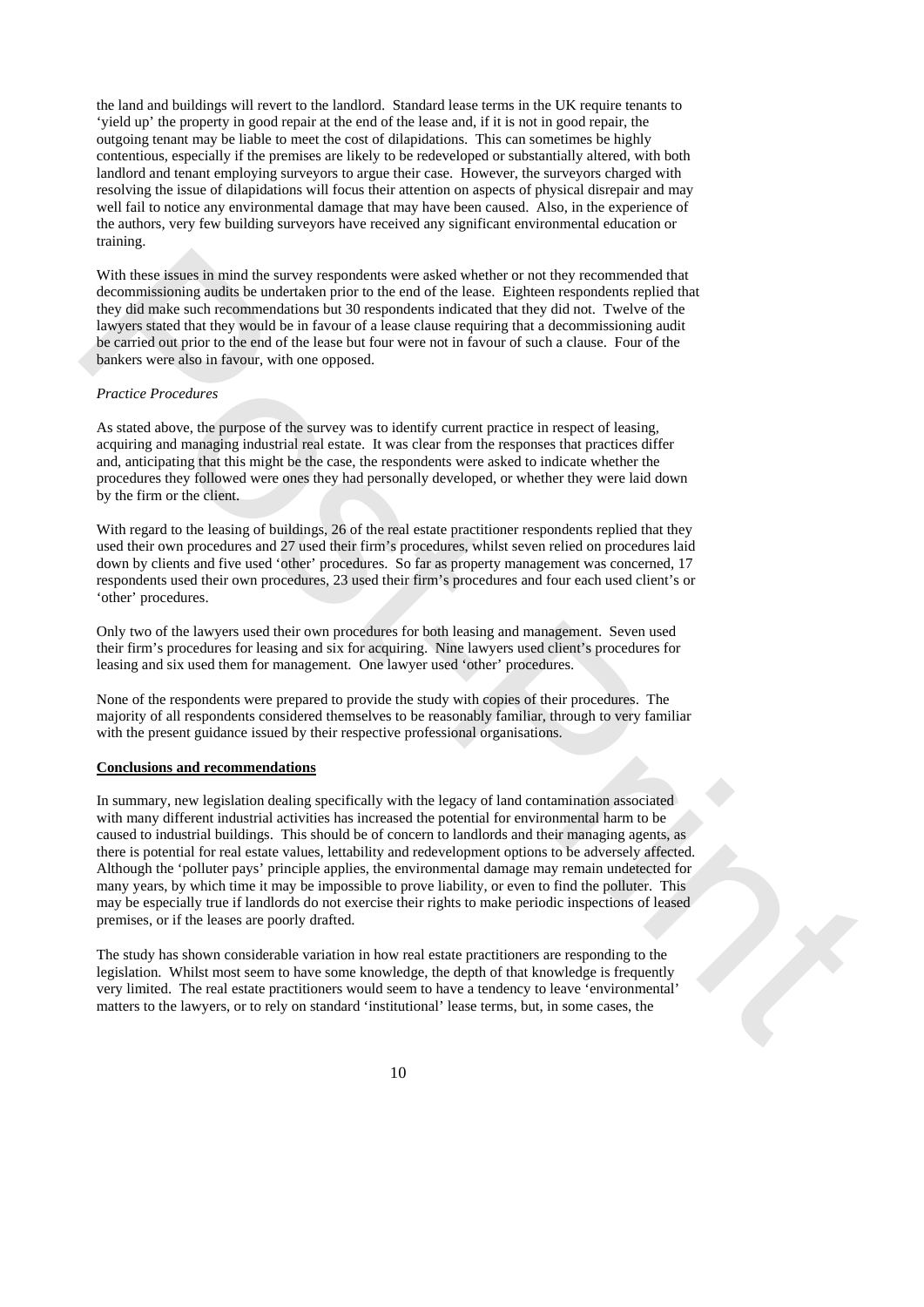the land and buildings will revert to the landlord. Standard lease terms in the UK require tenants to 'yield up' the property in good repair at the end of the lease and, if it is not in good repair, the outgoing tenant may be liable to meet the cost of dilapidations. This can sometimes be highly contentious, especially if the premises are likely to be redeveloped or substantially altered, with both landlord and tenant employing surveyors to argue their case. However, the surveyors charged with resolving the issue of dilapidations will focus their attention on aspects of physical disrepair and may well fail to notice any environmental damage that may have been caused. Also, in the experience of the authors, very few building surveyors have received any significant environmental education or training.

With these issues in mind the survey respondents were asked whether or not they recommended that decommissioning audits be undertaken prior to the end of the lease. Eighteen respondents replied that they did make such recommendations but 30 respondents indicated that they did not. Twelve of the lawyers stated that they would be in favour of a lease clause requiring that a decommissioning audit be carried out prior to the end of the lease but four were not in favour of such a clause. Four of the bankers were also in favour, with one opposed.

*Practice Procedures*

As stated above, the purpose of the survey was to identify current practice in respect of leasing, acquiring and managing industrial real estate. It was clear from the responses that practices differ and, anticipating that this might be the case, the respondents were asked to indicate whether the procedures they followed were ones they had personally developed, or whether they were laid down by the firm or the client.

With regard to the leasing of buildings, 26 of the real estate practitioner respondents replied that they used their own procedures and 27 used their firm's procedures, whilst seven relied on procedures laid down by clients and five used 'other' procedures. So far as property management was concerned, 17 respondents used their own procedures, 23 used their firm's procedures and four each used client's or 'other' procedures.

Only two of the lawyers used their own procedures for both leasing and management. Seven used their firm's procedures for leasing and six for acquiring. Nine lawyers used client's procedures for leasing and six used them for management. One lawyer used 'other' procedures.

None of the respondents were prepared to provide the study with copies of their procedures. The majority of all respondents considered themselves to be reasonably familiar, through to very familiar with the present guidance issued by their respective professional organisations.

**Conclusions and recommendations**

In summary, new legislation dealing specifically with the legacy of land contamination associated with many different industrial activities has increased the potential for environmental harm to be caused to industrial buildings. This should be of concern to landlords and their managing agents, as there is potential for real estate values, lettability and redevelopment options to be adversely affected. Although the 'polluter pays' principle applies, the environmental damage may remain undetected for many years, by which time it may be impossible to prove liability, or even to find the polluter. This may be especially true if landlords do not exercise their rights to make periodic inspections of leased premises, or if the leases are poorly drafted.

The study has shown considerable variation in how real estate practitioners are responding to the legislation. Whilst most seem to have some knowledge, the depth of that knowledge is frequently very limited. The real estate practitioners would seem to have a tendency to leave 'environmental' matters to the lawyers, or to rely on standard 'institutional' lease terms, but, in some cases, the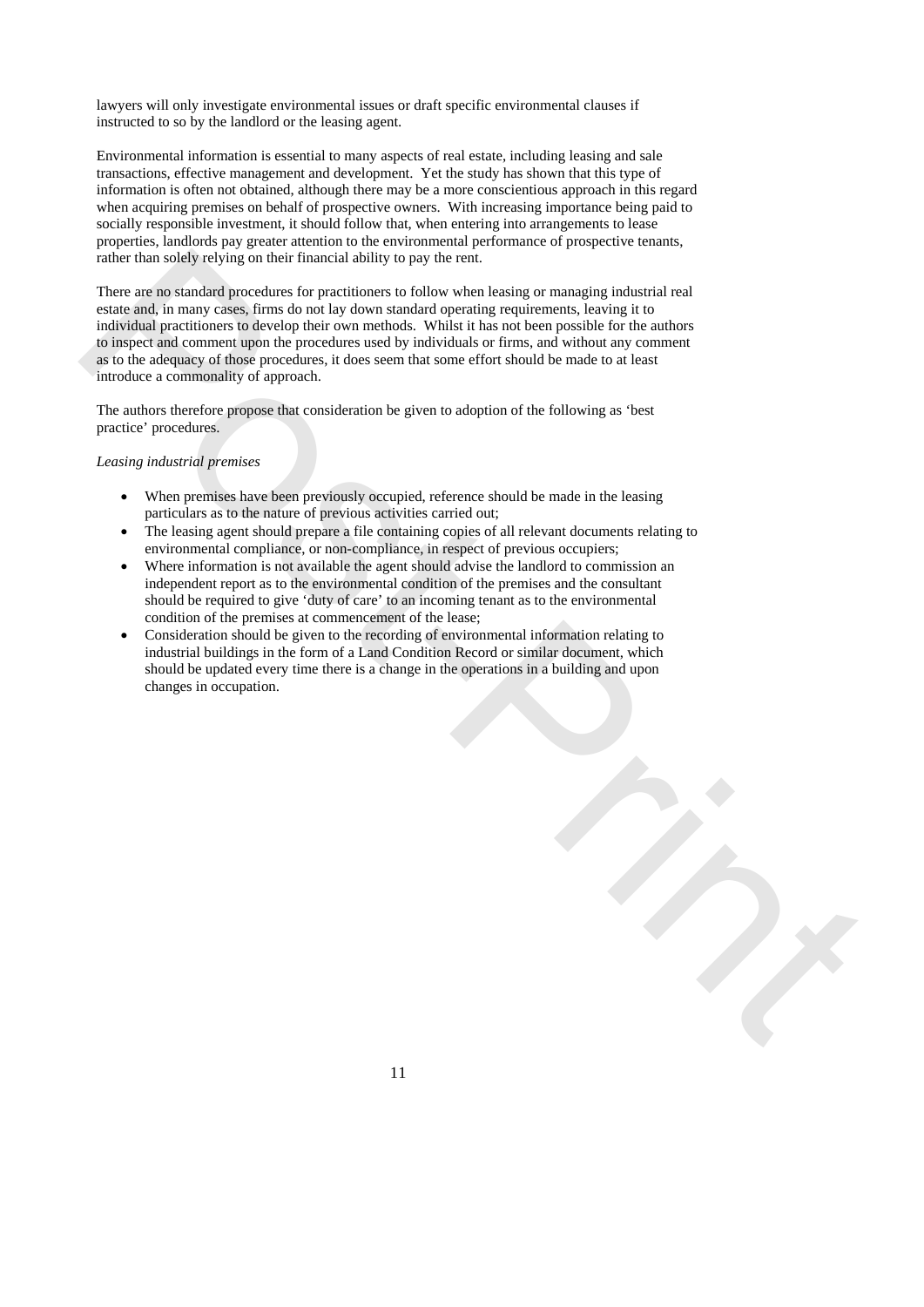lawyers will only investigate environmental issues or draft specific environmental clauses if instructed to so by the landlord or the leasing agent.

Environmental information is essential to many aspects of real estate, including leasing and sale transactions, effective management and development. Yet the study has shown that this type of information is often not obtained, although there may be a more conscientious approach in this regard when acquiring premises on behalf of prospective owners. With increasing importance being paid to socially responsible investment, it should follow that, when entering into arrangements to lease properties, landlords pay greater attention to the environmental performance of prospective tenants, rather than solely relying on their financial ability to pay the rent.

There are no standard procedures for practitioners to follow when leasing or managing industrial real estate and, in many cases, firms do not lay down standard operating requirements, leaving it to individual practitioners to develop their own methods. Whilst it has not been possible for the authors to inspect and comment upon the procedures used by individuals or firms, and without any comment as to the adequacy of those procedures, it does seem that some effort should be made to at least introduce a commonality of approach.

The authors therefore propose that consideration be given to adoption of the following as 'best practice' procedures.

*Leasing industrial premises*

- When premises have been previously occupied, reference should be made in the leasing particulars as to the nature of previous activities carried out;
- The leasing agent should prepare a file containing copies of all relevant documents relating to environmental compliance, or non-compliance, in respect of previous occupiers;
- Where information is not available the agent should advise the landlord to commission an independent report as to the environmental condition of the premises and the consultant should be required to give 'duty of care' to an incoming tenant as to the environmental condition of the premises at commencement of the lease;
- Consideration should be given to the recording of environmental information relating to industrial buildings in the form of a Land Condition Record or similar document, which should be updated every time there is a change in the operations in a building and upon changes in occupation.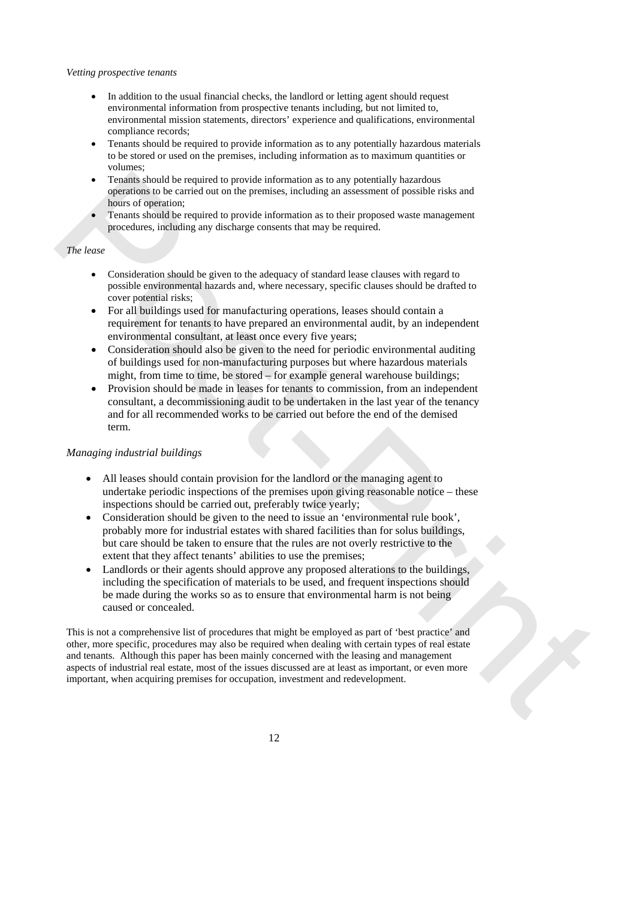*Vetting prospective tenants*

- In addition to the usual financial checks, the landlord or letting agent should request environmental information from prospective tenants including, but not limited to, environmental mission statements, directors' experience and qualifications, environmental compliance records;
- Tenants should be required to provide information as to any potentially hazardous materials to be stored or used on the premises, including information as to maximum quantities or volumes;
- Tenants should be required to provide information as to any potentially hazardous operations to be carried out on the premises, including an assessment of possible risks and hours of operation;
- Tenants should be required to provide information as to their proposed waste management procedures, including any discharge consents that may be required.

*The lease*

- Consideration should be given to the adequacy of standard lease clauses with regard to possible environmental hazards and, where necessary, specific clauses should be drafted to cover potential risks;
- For all buildings used for manufacturing operations, leases should contain a requirement for tenants to have prepared an environmental audit, by an independent environmental consultant, at least once every five years;
- Consideration should also be given to the need for periodic environmental auditing of buildings used for non-manufacturing purposes but where hazardous materials might, from time to time, be stored – for example general warehouse buildings;
- Provision should be made in leases for tenants to commission, from an independent consultant, a decommissioning audit to be undertaken in the last year of the tenancy and for all recommended works to be carried out before the end of the demised term.

*Managing industrial buildings*

- All leases should contain provision for the landlord or the managing agent to undertake periodic inspections of the premises upon giving reasonable notice – these inspections should be carried out, preferably twice yearly;
- Consideration should be given to the need to issue an 'environmental rule book', probably more for industrial estates with shared facilities than for solus buildings, but care should be taken to ensure that the rules are not overly restrictive to the extent that they affect tenants' abilities to use the premises;
- Landlords or their agents should approve any proposed alterations to the buildings, including the specification of materials to be used, and frequent inspections should be made during the works so as to ensure that environmental harm is not being caused or concealed.

This is not a comprehensive list of procedures that might be employed as part of 'best practice' and other, more specific, procedures may also be required when dealing with certain types of real estate and tenants. Although this paper has been mainly concerned with the leasing and management aspects of industrial real estate, most of the issues discussed are at least as important, or even more important, when acquiring premises for occupation, investment and redevelopment.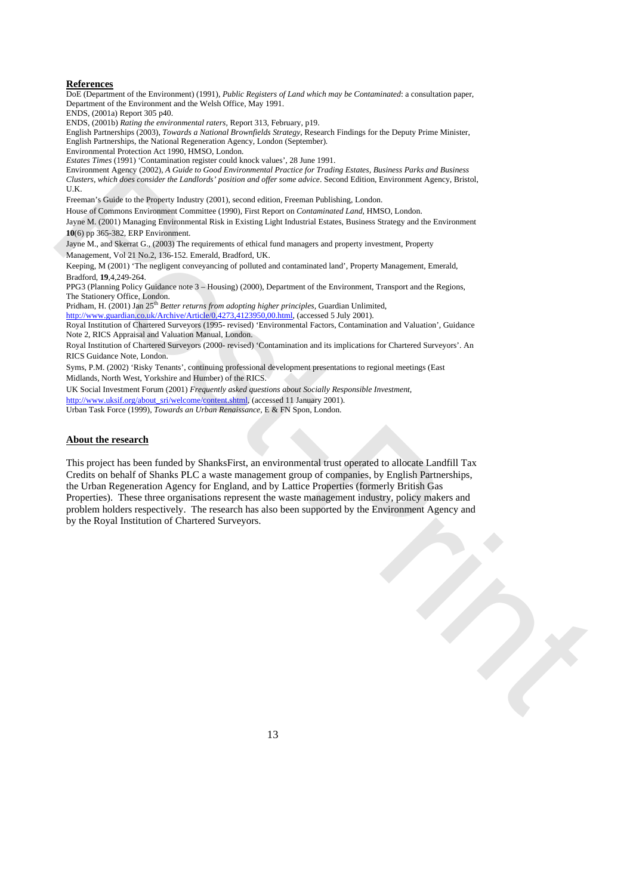## References

DoE (Department of the Environment) (1991), *Public Registers of Land which may be Contaminated*: a consultation paper, Department of the Environment and the Welsh Office, May 1991.

ENDS, (2001a) Report 305 p40.

ENDS, (2001b) *Rating the environmental raters*, Report 313, February, p19.

English Partnerships (2003), *Towards a National Brownfields Strategy*, Research Findings for the Deputy Prime Minister, English Partnerships, the National Regeneration Agency, London (September).

Environmental Protection Act 1990, HMSO, London.

*Estates Times* (1991) 'Contamination register could knock values', 28 June 1991.

Environment Agency (2002), *A Guide to Good Environmental Practice for Trading Estates, Business Parks and Business Clusters, which does consider the Landlords' position and offer some advice*. Second Edition, Environment Agency, Bristol, U.K.

Freeman's Guide to the Property Industry (2001), second edition, Freeman Publishing, London.

House of Commons Environment Committee (1990), First Report on *Contaminated Land*, HMSO, London.

Jayne M. (2001) Managing Environmental Risk in Existing Light Industrial Estates, Business Strategy and the Environment **10**(6) pp 365-382, ERP Environment.

Jayne M., and Skerrat G., (2003) The requirements of ethical fund managers and property investment, Property Management, Vol 21 No.2, 136-152. Emerald, Bradford, UK.

Keeping, M (2001) 'The negligent conveyancing of polluted and contaminated land', Property Management, Emerald, Bradford, **19**,4,249-264.

PPG3 (Planning Policy Guidance note 3 – Housing) (2000), Department of the Environment, Transport and the Regions, The Stationery Office, London.

Pridham, H. (2001) Jan 25th *Better returns from adopting higher principles*, Guardian Unlimited, http://www.guardian.co.uk/Archive/Article/0,4273,4123950,00.html, (accessed 5 July 2001).

Royal Institution of Chartered Surveyors (1995- revised) 'Environmental Factors, Contamination and Valuation', Guidance Note 2, RICS Appraisal and Valuation Manual, London.

Royal Institution of Chartered Surveyors (2000- revised) 'Contamination and its implications for Chartered Surveyors'. An RICS Guidance Note, London.

Syms, P.M. (2002) 'Risky Tenants', continuing professional development presentations to regional meetings (East Midlands, North West, Yorkshire and Humber) of the RICS.

UK Social Investment Forum (2001) *Frequently asked questions about Socially Responsible Investment*, http://www.uksif.org/about_sri/welcome/content.shtml, (accessed 11 January 2001).

Urban Task Force (1999), *Towards an Urban Renaissance*, E & FN Spon, London.

## About the research

This project has been funded by ShanksFirst, an environmental trust operated to allocate Landfill Tax Credits on behalf of Shanks PLC a waste management group of companies, by English Partnerships, the Urban Regeneration Agency for England, and by Lattice Properties (formerly British Gas Properties). These three organisations represent the waste management industry, policy makers and problem holders respectively. The research has also been supported by the Environment Agency and by the Royal Institution of Chartered Surveyors.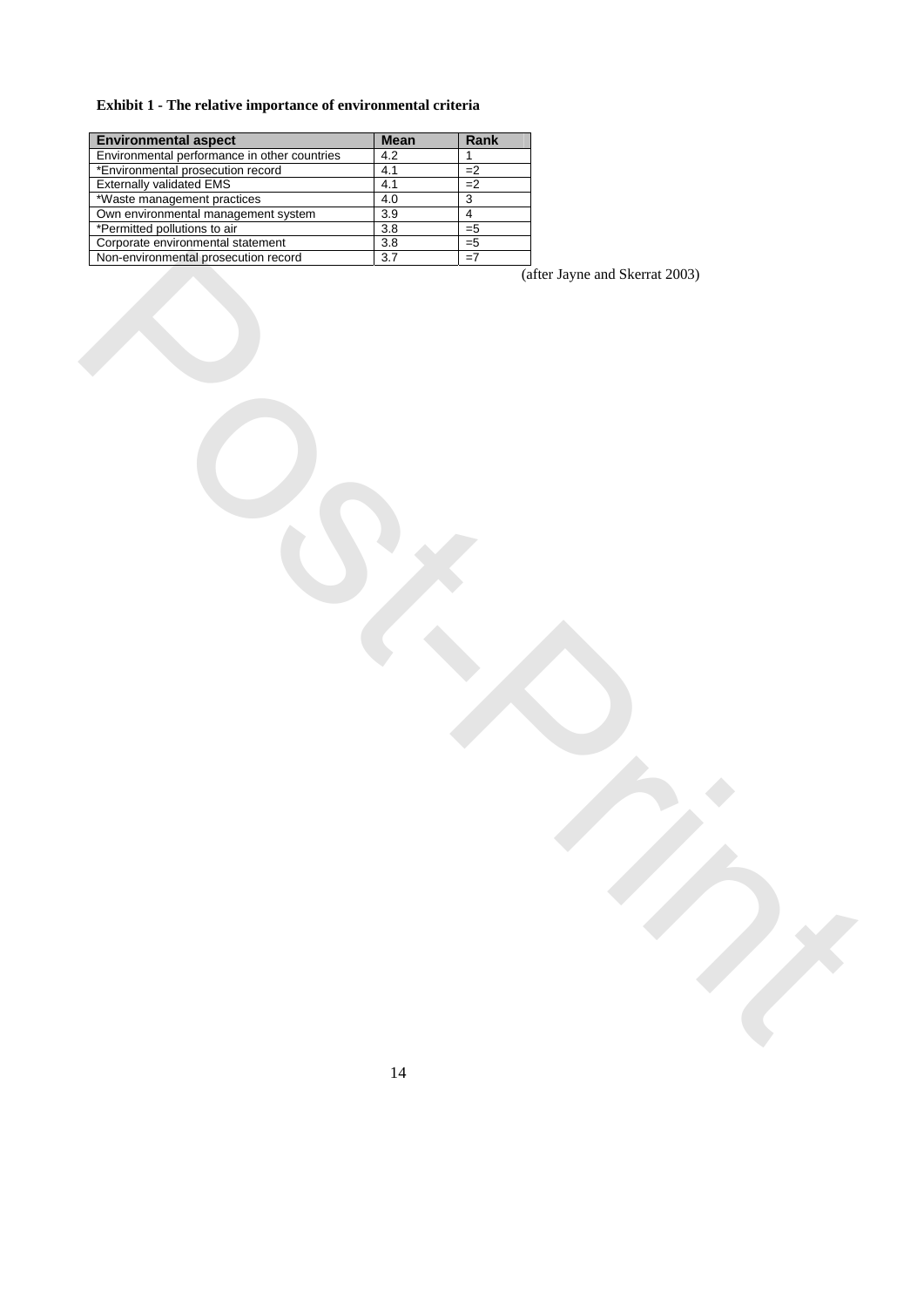**Exhibit 1 - The relative importance of environmental criteria**

| Environmental aspect | Mean | Rank |
| --- | --- | --- |
| Environmental performance in other countries | 4.2 | 1 |
| *Environmental prosecution record | 4.1 | =2 |
| Externally validated EMS | 4.1 | =2 |
| *Waste management practices | 4.0 | 3 |
| Own environmental management system | 3.9 | 4 |
| *Permitted pollutions to air | 3.8 | =5 |
| Corporate environmental statement | 3.8 | =5 |
| Non-environmental prosecution record | 3.7 | =7 |

(after Jayne and Skerrat 2003)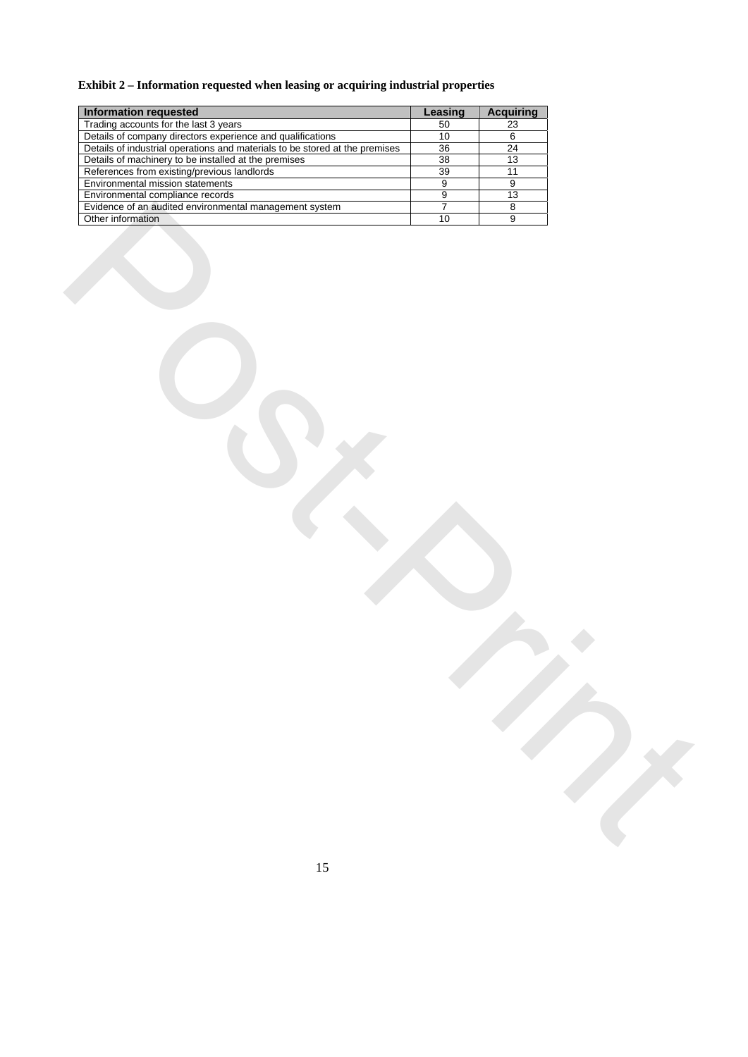**Exhibit 2 – Information requested when leasing or acquiring industrial properties**

| Information requested | Leasing | Acquiring |
|---|---|---|
| Trading accounts for the last 3 years | 50 | 23 |
| Details of company directors experience and qualifications | 10 | 6 |
| Details of industrial operations and materials to be stored at the premises | 36 | 24 |
| Details of machinery to be installed at the premises | 38 | 13 |
| References from existing/previous landlords | 39 | 11 |
| Environmental mission statements | 9 | 9 |
| Environmental compliance records | 9 | 13 |
| Evidence of an audited environmental management system | 7 | 8 |
| Other information | 10 | 9 |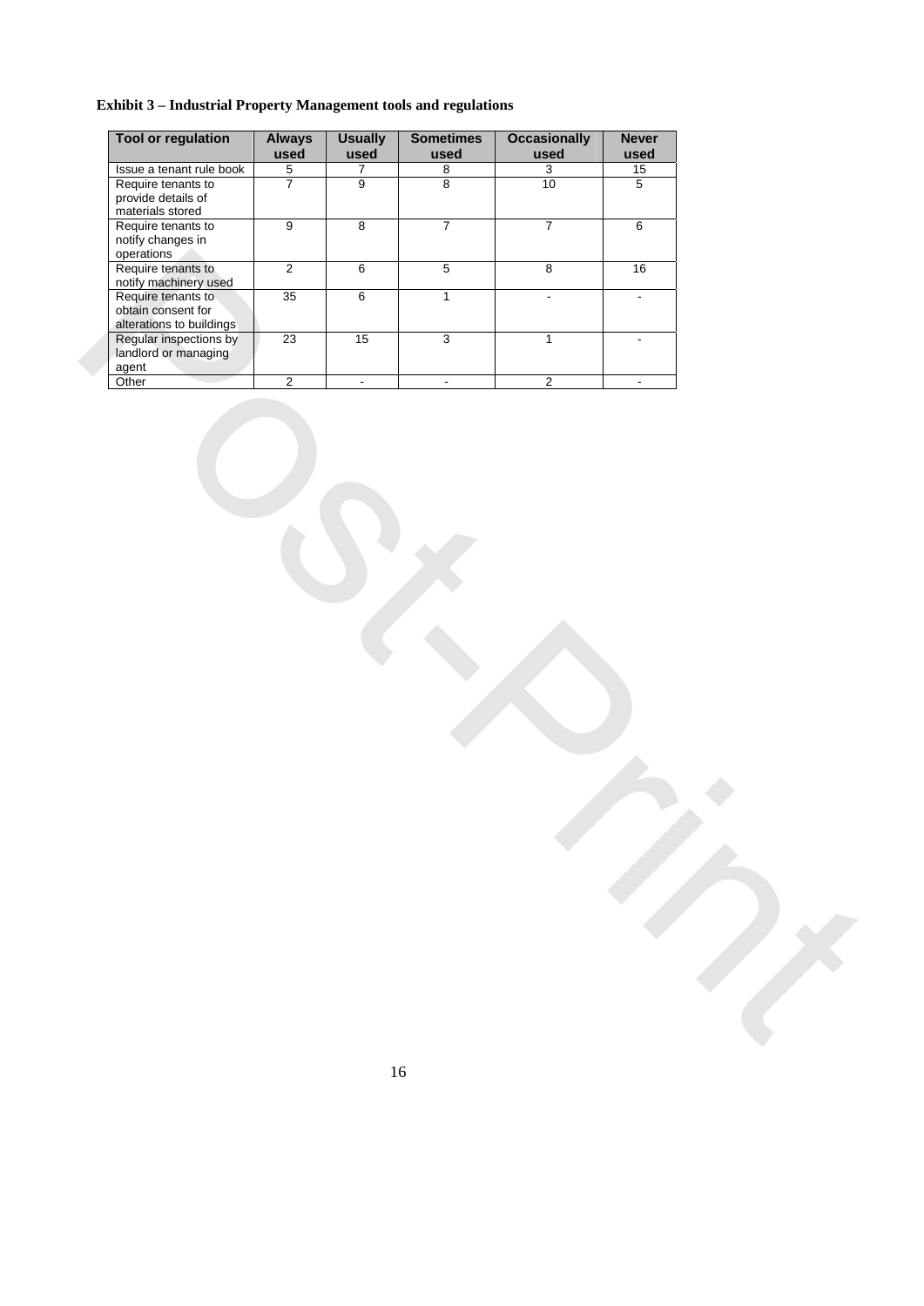**Exhibit 3 – Industrial Property Management tools and regulations**

| Tool or regulation | Always used | Usually used | Sometimes used | Occasionally used | Never used |
|---|---|---|---|---|---|
| Issue a tenant rule book | 5 | 7 | 8 | 3 | 15 |
| Require tenants to provide details of materials stored | 7 | 9 | 8 | 10 | 5 |
| Require tenants to notify changes in operations | 9 | 8 | 7 | 7 | 6 |
| Require tenants to notify machinery used | 2 | 6 | 5 | 8 | 16 |
| Require tenants to obtain consent for alterations to buildings | 35 | 6 | 1 | - | - |
| Regular inspections by landlord or managing agent | 23 | 15 | 3 | 1 | - |
| Other | 2 | - | - | 2 | - |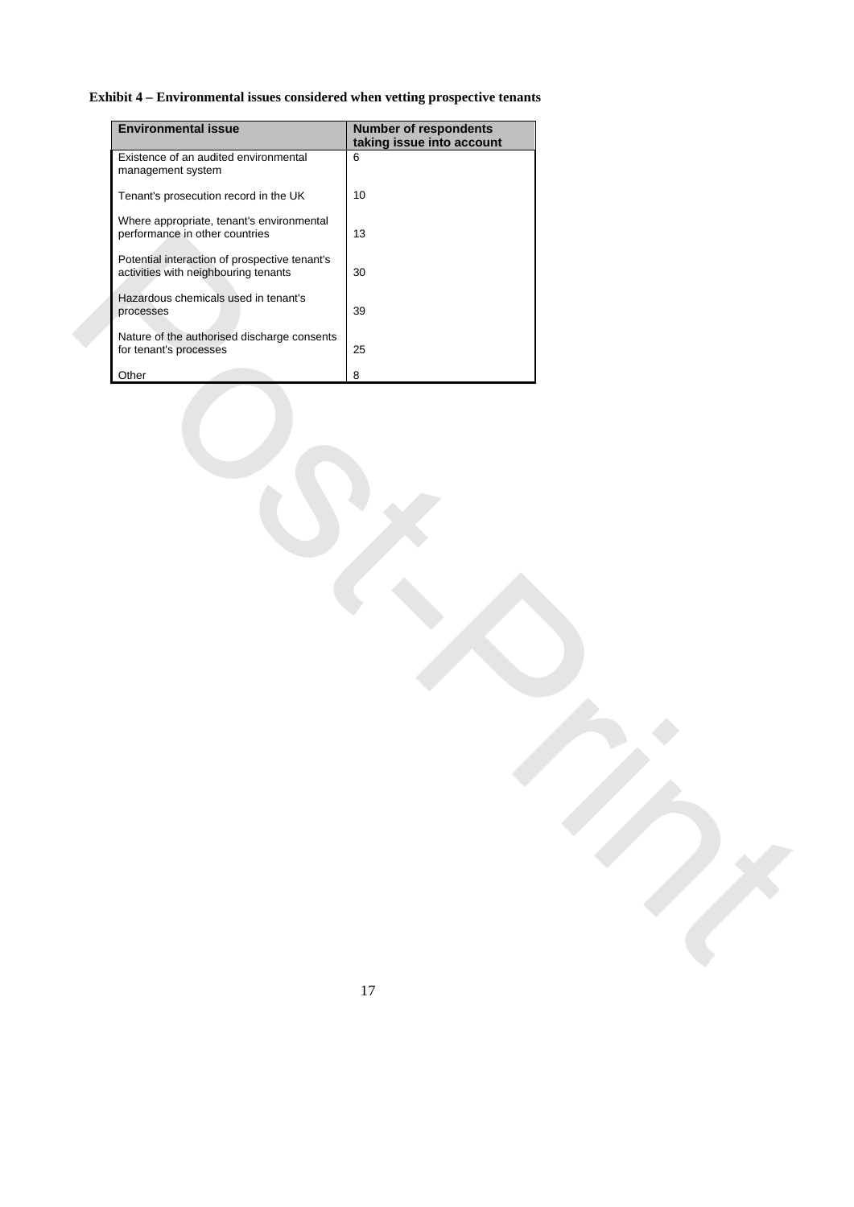**Exhibit 4 – Environmental issues considered when vetting prospective tenants**

| Environmental issue | Number of respondents taking issue into account |
| --- | --- |
| Existence of an audited environmental management system | 6 |
| Tenant's prosecution record in the UK | 10 |
| Where appropriate, tenant's environmental performance in other countries | 13 |
| Potential interaction of prospective tenant's activities with neighbouring tenants | 30 |
| Hazardous chemicals used in tenant's processes | 39 |
| Nature of the authorised discharge consents for tenant's processes | 25 |
| Other | 8 |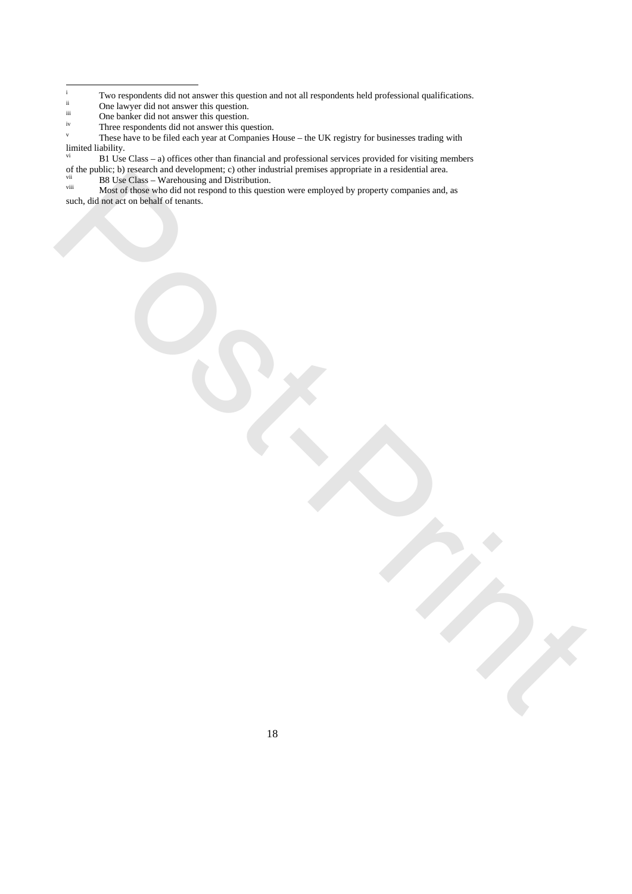[i] Two respondents did not answer this question and not all respondents held professional qualifications.

[ii] One lawyer did not answer this question.

[iii] One banker did not answer this question.

[iv] Three respondents did not answer this question.

[v] These have to be filed each year at Companies House – the UK registry for businesses trading with limited liability.

[vi] B1 Use Class – a) offices other than financial and professional services provided for visiting members of the public; b) research and development; c) other industrial premises appropriate in a residential area.

[vii] B8 Use Class – Warehousing and Distribution.

[viii] Most of those who did not respond to this question were employed by property companies and, as such, did not act on behalf of tenants.